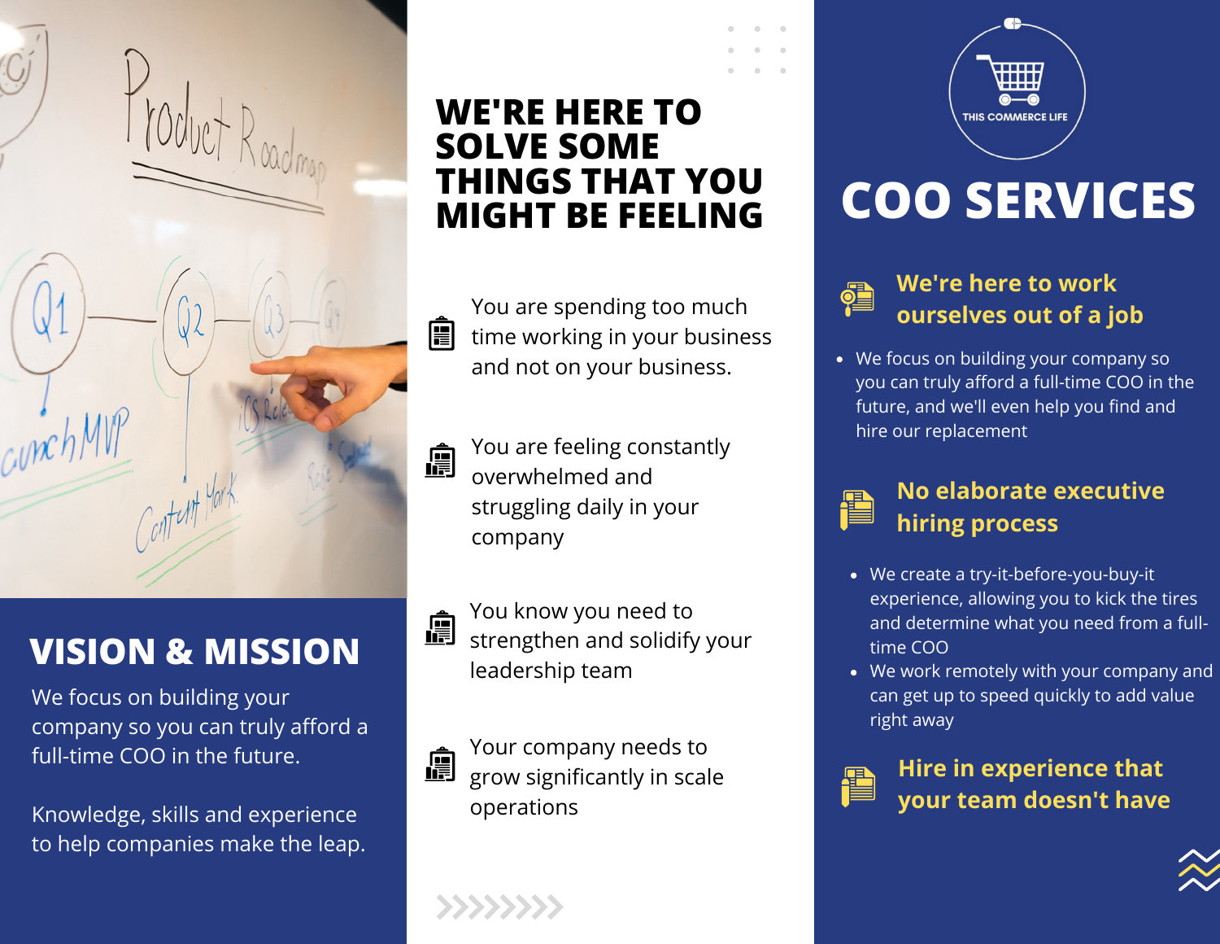## VISION & MISSION

We focus on building your company so you can truly afford a full-time COO in the future.

Knowledge, skills and experience to help companies make the leap.

## WE'RE HERE TO SOLVE SOME THINGS THAT YOU MIGHT BE FEELING

- You are spending too much time working in your business and not on your business.
- You are feeling constantly overwhelmed and struggling daily in your company
- You know you need to strengthen and solidify your leadership team
- Your company needs to grow significantly in scale operations

THIS COMMERCE LIFE

# COO SERVICES

### We're here to work ourselves out of a job

- We focus on building your company so you can truly afford a full-time COO in the future, and we'll even help you find and hire our replacement

### No elaborate executive hiring process

- We create a try-it-before-you-buy-it experience, allowing you to kick the tires and determine what you need from a full-time COO
- We work remotely with your company and can get up to speed quickly to add value right away

### Hire in experience that your team doesn't have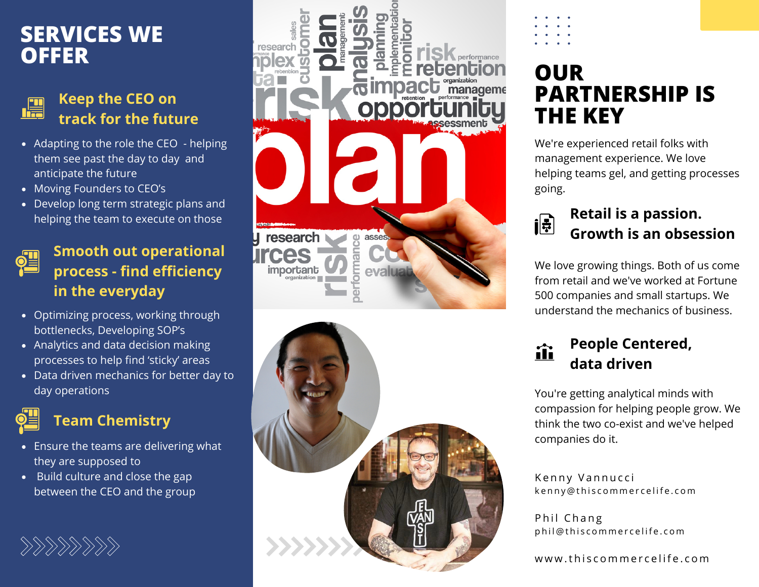# SERVICES WE OFFER

## Keep the CEO on track for the future

- Adapting to the role the CEO  - helping them see past the day to day  and anticipate the future
- Moving Founders to CEO's
- Develop long term strategic plans and helping the team to execute on those

## Smooth out operational process - find efficiency in the everyday

- Optimizing process, working through bottlenecks, Developing SOP's
- Analytics and data decision making processes to help find 'sticky' areas
- Data driven mechanics for better day to day operations

## Team Chemistry

- Ensure the teams are delivering what they are supposed to
- Build culture and close the gap between the CEO and the group

# OUR PARTNERSHIP IS THE KEY

We're experienced retail folks with management experience. We love helping teams gel, and getting processes going.

## Retail is a passion. Growth is an obsession

We love growing things. Both of us come from retail and we've worked at Fortune 500 companies and small startups. We understand the mechanics of business.

## People Centered, data driven

You're getting analytical minds with compassion for helping people grow. We think the two co-exist and we've helped companies do it.

Kenny Vannucci
kenny@thiscommercelife.com

Phil Chang
phil@thiscommercelife.com

www.thiscommercelife.com